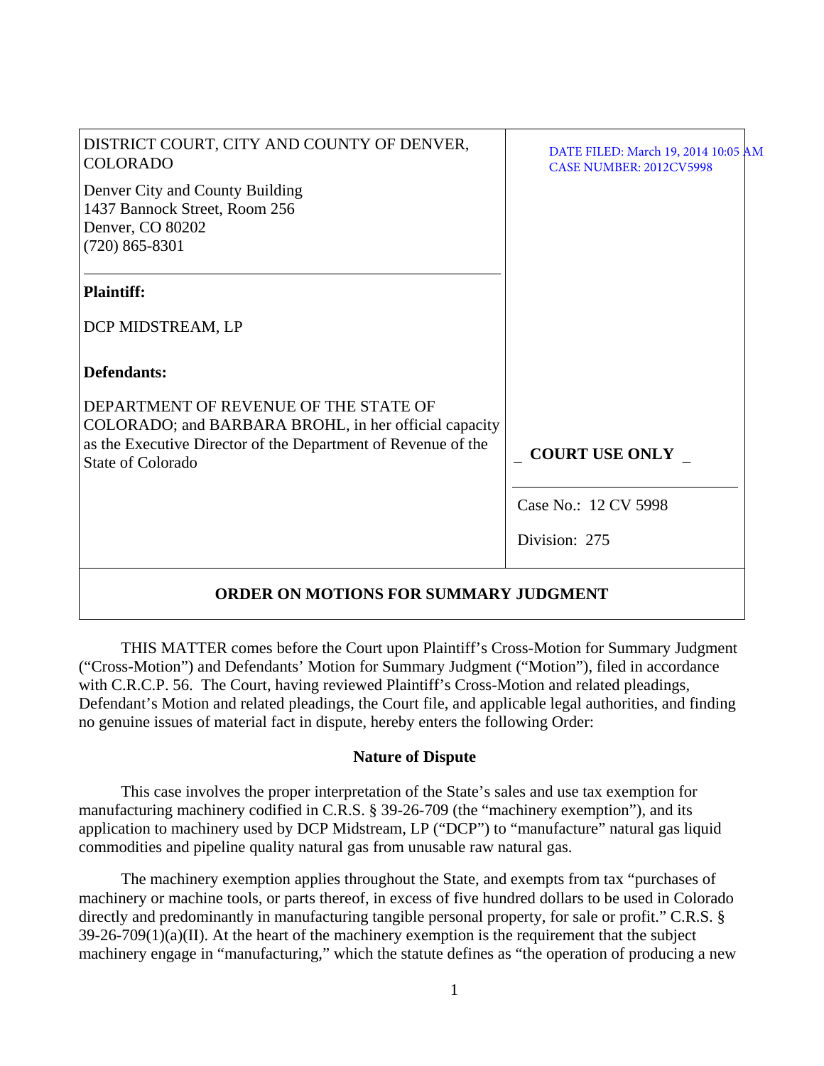| DISTRICT COURT, CITY AND COUNTY OF DENVER, COLORADO<br><br>Denver City and County Building<br>1437 Bannock Street, Room 256<br>Denver, CO 80202<br>(720) 865-8301 | DATE FILED: March 19, 2014 10:05 AM<br>CASE NUMBER: 2012CV5998 |
| --- | --- |
| **Plaintiff:**<br><br>DCP MIDSTREAM, LP<br><br>**Defendants:**<br><br>DEPARTMENT OF REVENUE OF THE STATE OF COLORADO; and BARBARA BROHL, in her official capacity as the Executive Director of the Department of Revenue of the State of Colorado | _ **COURT USE ONLY** _ |
| | Case No.: 12 CV 5998<br><br>Division: 275 |

**ORDER ON MOTIONS FOR SUMMARY JUDGMENT**

THIS MATTER comes before the Court upon Plaintiff's Cross-Motion for Summary Judgment ("Cross-Motion") and Defendants' Motion for Summary Judgment ("Motion"), filed in accordance with C.R.C.P. 56. The Court, having reviewed Plaintiff's Cross-Motion and related pleadings, Defendant's Motion and related pleadings, the Court file, and applicable legal authorities, and finding no genuine issues of material fact in dispute, hereby enters the following Order:

## Nature of Dispute

This case involves the proper interpretation of the State's sales and use tax exemption for manufacturing machinery codified in C.R.S. § 39-26-709 (the "machinery exemption"), and its application to machinery used by DCP Midstream, LP ("DCP") to "manufacture" natural gas liquid commodities and pipeline quality natural gas from unusable raw natural gas.

The machinery exemption applies throughout the State, and exempts from tax "purchases of machinery or machine tools, or parts thereof, in excess of five hundred dollars to be used in Colorado directly and predominantly in manufacturing tangible personal property, for sale or profit." C.R.S. § 39-26-709(1)(a)(II). At the heart of the machinery exemption is the requirement that the subject machinery engage in "manufacturing," which the statute defines as "the operation of producing a new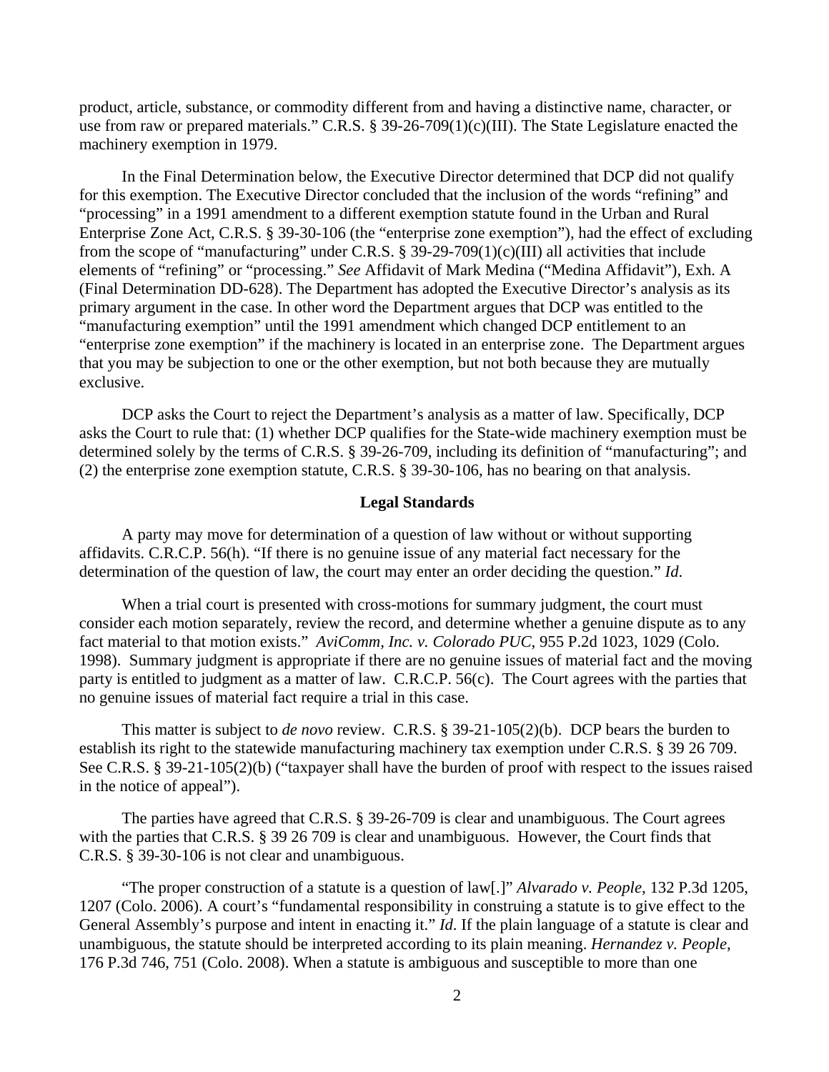product, article, substance, or commodity different from and having a distinctive name, character, or use from raw or prepared materials." C.R.S. § 39-26-709(1)(c)(III). The State Legislature enacted the machinery exemption in 1979.

In the Final Determination below, the Executive Director determined that DCP did not qualify for this exemption. The Executive Director concluded that the inclusion of the words "refining" and "processing" in a 1991 amendment to a different exemption statute found in the Urban and Rural Enterprise Zone Act, C.R.S. § 39-30-106 (the "enterprise zone exemption"), had the effect of excluding from the scope of "manufacturing" under C.R.S. § 39-29-709(1)(c)(III) all activities that include elements of "refining" or "processing." *See* Affidavit of Mark Medina ("Medina Affidavit"), Exh. A (Final Determination DD-628). The Department has adopted the Executive Director's analysis as its primary argument in the case. In other word the Department argues that DCP was entitled to the "manufacturing exemption" until the 1991 amendment which changed DCP entitlement to an "enterprise zone exemption" if the machinery is located in an enterprise zone. The Department argues that you may be subjection to one or the other exemption, but not both because they are mutually exclusive.

DCP asks the Court to reject the Department's analysis as a matter of law. Specifically, DCP asks the Court to rule that: (1) whether DCP qualifies for the State-wide machinery exemption must be determined solely by the terms of C.R.S. § 39-26-709, including its definition of "manufacturing"; and (2) the enterprise zone exemption statute, C.R.S. § 39-30-106, has no bearing on that analysis.

**Legal Standards**

A party may move for determination of a question of law without or without supporting affidavits. C.R.C.P. 56(h). "If there is no genuine issue of any material fact necessary for the determination of the question of law, the court may enter an order deciding the question." *Id*.

When a trial court is presented with cross-motions for summary judgment, the court must consider each motion separately, review the record, and determine whether a genuine dispute as to any fact material to that motion exists." *AviComm, Inc. v. Colorado PUC*, 955 P.2d 1023, 1029 (Colo. 1998). Summary judgment is appropriate if there are no genuine issues of material fact and the moving party is entitled to judgment as a matter of law. C.R.C.P. 56(c). The Court agrees with the parties that no genuine issues of material fact require a trial in this case.

This matter is subject to *de novo* review. C.R.S. § 39-21-105(2)(b). DCP bears the burden to establish its right to the statewide manufacturing machinery tax exemption under C.R.S. § 39 26 709. See C.R.S. § 39-21-105(2)(b) ("taxpayer shall have the burden of proof with respect to the issues raised in the notice of appeal").

The parties have agreed that C.R.S. § 39-26-709 is clear and unambiguous. The Court agrees with the parties that C.R.S. § 39 26 709 is clear and unambiguous. However, the Court finds that C.R.S. § 39-30-106 is not clear and unambiguous.

"The proper construction of a statute is a question of law[.]" *Alvarado v. People*, 132 P.3d 1205, 1207 (Colo. 2006). A court's "fundamental responsibility in construing a statute is to give effect to the General Assembly's purpose and intent in enacting it." *Id*. If the plain language of a statute is clear and unambiguous, the statute should be interpreted according to its plain meaning. *Hernandez v. People*, 176 P.3d 746, 751 (Colo. 2008). When a statute is ambiguous and susceptible to more than one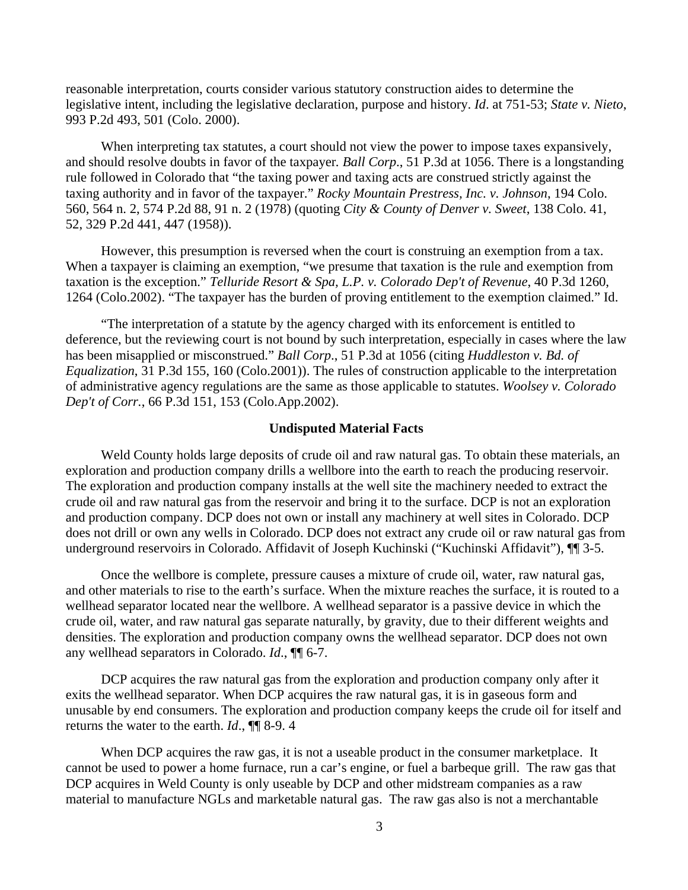reasonable interpretation, courts consider various statutory construction aides to determine the legislative intent, including the legislative declaration, purpose and history. *Id*. at 751-53; *State v. Nieto*, 993 P.2d 493, 501 (Colo. 2000).

When interpreting tax statutes, a court should not view the power to impose taxes expansively, and should resolve doubts in favor of the taxpayer. *Ball Corp*., 51 P.3d at 1056. There is a longstanding rule followed in Colorado that "the taxing power and taxing acts are construed strictly against the taxing authority and in favor of the taxpayer." *Rocky Mountain Prestress, Inc. v. Johnson*, 194 Colo. 560, 564 n. 2, 574 P.2d 88, 91 n. 2 (1978) (quoting *City & County of Denver v. Sweet*, 138 Colo. 41, 52, 329 P.2d 441, 447 (1958)).

However, this presumption is reversed when the court is construing an exemption from a tax. When a taxpayer is claiming an exemption, "we presume that taxation is the rule and exemption from taxation is the exception." *Telluride Resort & Spa, L.P. v. Colorado Dep't of Revenue*, 40 P.3d 1260, 1264 (Colo.2002). "The taxpayer has the burden of proving entitlement to the exemption claimed." Id.

"The interpretation of a statute by the agency charged with its enforcement is entitled to deference, but the reviewing court is not bound by such interpretation, especially in cases where the law has been misapplied or misconstrued." *Ball Corp*., 51 P.3d at 1056 (citing *Huddleston v. Bd. of Equalization*, 31 P.3d 155, 160 (Colo.2001)). The rules of construction applicable to the interpretation of administrative agency regulations are the same as those applicable to statutes. *Woolsey v. Colorado Dep't of Corr.*, 66 P.3d 151, 153 (Colo.App.2002).

## Undisputed Material Facts

Weld County holds large deposits of crude oil and raw natural gas. To obtain these materials, an exploration and production company drills a wellbore into the earth to reach the producing reservoir. The exploration and production company installs at the well site the machinery needed to extract the crude oil and raw natural gas from the reservoir and bring it to the surface. DCP is not an exploration and production company. DCP does not own or install any machinery at well sites in Colorado. DCP does not drill or own any wells in Colorado. DCP does not extract any crude oil or raw natural gas from underground reservoirs in Colorado. Affidavit of Joseph Kuchinski ("Kuchinski Affidavit"), ¶¶ 3-5.

Once the wellbore is complete, pressure causes a mixture of crude oil, water, raw natural gas, and other materials to rise to the earth's surface. When the mixture reaches the surface, it is routed to a wellhead separator located near the wellbore. A wellhead separator is a passive device in which the crude oil, water, and raw natural gas separate naturally, by gravity, due to their different weights and densities. The exploration and production company owns the wellhead separator. DCP does not own any wellhead separators in Colorado. *Id*., ¶¶ 6-7.

DCP acquires the raw natural gas from the exploration and production company only after it exits the wellhead separator. When DCP acquires the raw natural gas, it is in gaseous form and unusable by end consumers. The exploration and production company keeps the crude oil for itself and returns the water to the earth. *Id*., ¶¶ 8-9. 4

When DCP acquires the raw gas, it is not a useable product in the consumer marketplace. It cannot be used to power a home furnace, run a car's engine, or fuel a barbeque grill. The raw gas that DCP acquires in Weld County is only useable by DCP and other midstream companies as a raw material to manufacture NGLs and marketable natural gas. The raw gas also is not a merchantable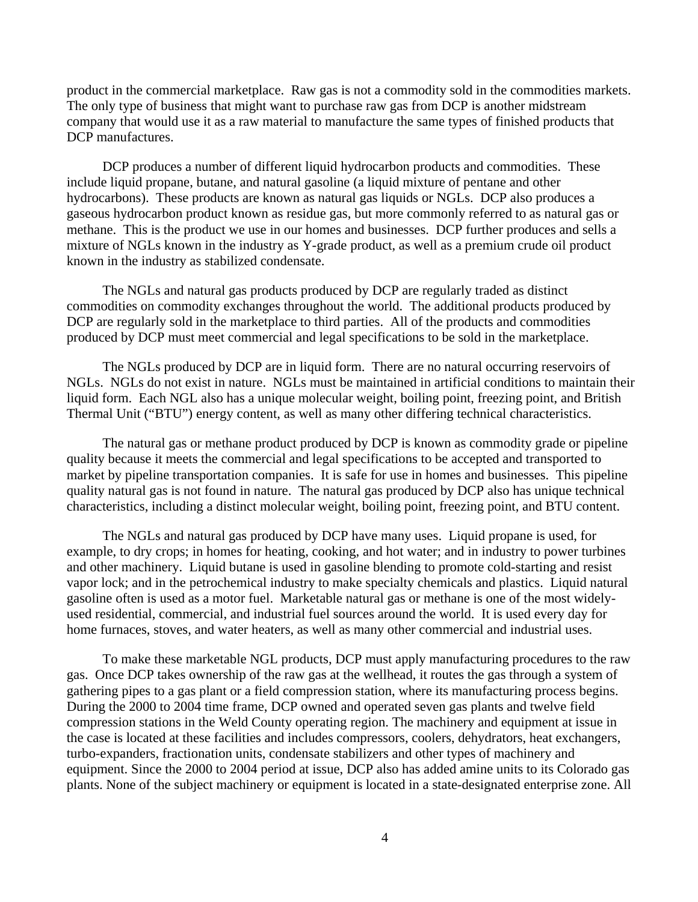product in the commercial marketplace. Raw gas is not a commodity sold in the commodities markets. The only type of business that might want to purchase raw gas from DCP is another midstream company that would use it as a raw material to manufacture the same types of finished products that DCP manufactures.

DCP produces a number of different liquid hydrocarbon products and commodities. These include liquid propane, butane, and natural gasoline (a liquid mixture of pentane and other hydrocarbons). These products are known as natural gas liquids or NGLs. DCP also produces a gaseous hydrocarbon product known as residue gas, but more commonly referred to as natural gas or methane. This is the product we use in our homes and businesses. DCP further produces and sells a mixture of NGLs known in the industry as Y-grade product, as well as a premium crude oil product known in the industry as stabilized condensate.

The NGLs and natural gas products produced by DCP are regularly traded as distinct commodities on commodity exchanges throughout the world. The additional products produced by DCP are regularly sold in the marketplace to third parties. All of the products and commodities produced by DCP must meet commercial and legal specifications to be sold in the marketplace.

The NGLs produced by DCP are in liquid form. There are no natural occurring reservoirs of NGLs. NGLs do not exist in nature. NGLs must be maintained in artificial conditions to maintain their liquid form. Each NGL also has a unique molecular weight, boiling point, freezing point, and British Thermal Unit ("BTU") energy content, as well as many other differing technical characteristics.

The natural gas or methane product produced by DCP is known as commodity grade or pipeline quality because it meets the commercial and legal specifications to be accepted and transported to market by pipeline transportation companies. It is safe for use in homes and businesses. This pipeline quality natural gas is not found in nature. The natural gas produced by DCP also has unique technical characteristics, including a distinct molecular weight, boiling point, freezing point, and BTU content.

The NGLs and natural gas produced by DCP have many uses. Liquid propane is used, for example, to dry crops; in homes for heating, cooking, and hot water; and in industry to power turbines and other machinery. Liquid butane is used in gasoline blending to promote cold-starting and resist vapor lock; and in the petrochemical industry to make specialty chemicals and plastics. Liquid natural gasoline often is used as a motor fuel. Marketable natural gas or methane is one of the most widely-used residential, commercial, and industrial fuel sources around the world. It is used every day for home furnaces, stoves, and water heaters, as well as many other commercial and industrial uses.

To make these marketable NGL products, DCP must apply manufacturing procedures to the raw gas. Once DCP takes ownership of the raw gas at the wellhead, it routes the gas through a system of gathering pipes to a gas plant or a field compression station, where its manufacturing process begins. During the 2000 to 2004 time frame, DCP owned and operated seven gas plants and twelve field compression stations in the Weld County operating region. The machinery and equipment at issue in the case is located at these facilities and includes compressors, coolers, dehydrators, heat exchangers, turbo-expanders, fractionation units, condensate stabilizers and other types of machinery and equipment. Since the 2000 to 2004 period at issue, DCP also has added amine units to its Colorado gas plants. None of the subject machinery or equipment is located in a state-designated enterprise zone. All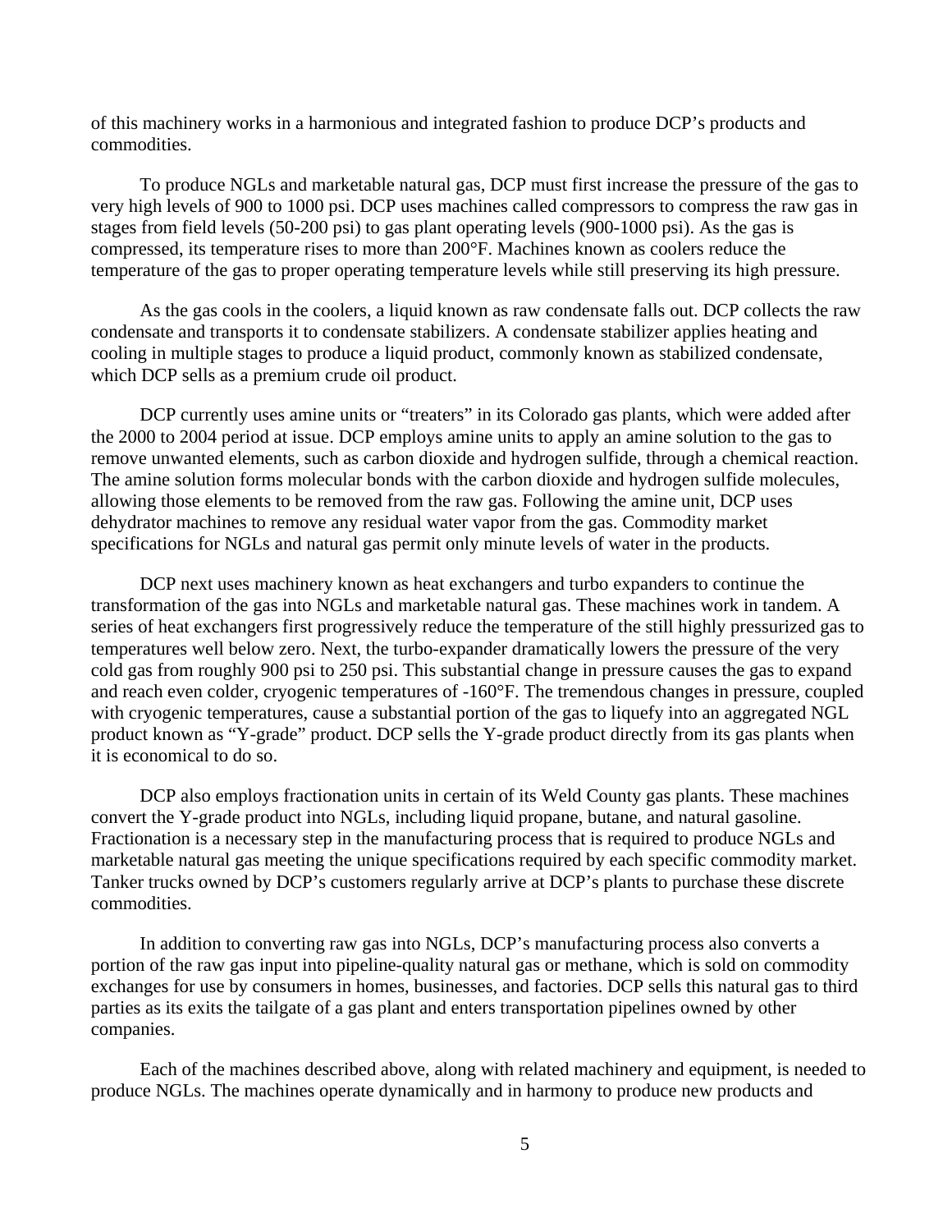of this machinery works in a harmonious and integrated fashion to produce DCP's products and commodities.

To produce NGLs and marketable natural gas, DCP must first increase the pressure of the gas to very high levels of 900 to 1000 psi. DCP uses machines called compressors to compress the raw gas in stages from field levels (50-200 psi) to gas plant operating levels (900-1000 psi). As the gas is compressed, its temperature rises to more than 200°F. Machines known as coolers reduce the temperature of the gas to proper operating temperature levels while still preserving its high pressure.

As the gas cools in the coolers, a liquid known as raw condensate falls out. DCP collects the raw condensate and transports it to condensate stabilizers. A condensate stabilizer applies heating and cooling in multiple stages to produce a liquid product, commonly known as stabilized condensate, which DCP sells as a premium crude oil product.

DCP currently uses amine units or "treaters" in its Colorado gas plants, which were added after the 2000 to 2004 period at issue. DCP employs amine units to apply an amine solution to the gas to remove unwanted elements, such as carbon dioxide and hydrogen sulfide, through a chemical reaction. The amine solution forms molecular bonds with the carbon dioxide and hydrogen sulfide molecules, allowing those elements to be removed from the raw gas. Following the amine unit, DCP uses dehydrator machines to remove any residual water vapor from the gas. Commodity market specifications for NGLs and natural gas permit only minute levels of water in the products.

DCP next uses machinery known as heat exchangers and turbo expanders to continue the transformation of the gas into NGLs and marketable natural gas. These machines work in tandem. A series of heat exchangers first progressively reduce the temperature of the still highly pressurized gas to temperatures well below zero. Next, the turbo-expander dramatically lowers the pressure of the very cold gas from roughly 900 psi to 250 psi. This substantial change in pressure causes the gas to expand and reach even colder, cryogenic temperatures of -160°F. The tremendous changes in pressure, coupled with cryogenic temperatures, cause a substantial portion of the gas to liquefy into an aggregated NGL product known as "Y-grade" product. DCP sells the Y-grade product directly from its gas plants when it is economical to do so.

DCP also employs fractionation units in certain of its Weld County gas plants. These machines convert the Y-grade product into NGLs, including liquid propane, butane, and natural gasoline. Fractionation is a necessary step in the manufacturing process that is required to produce NGLs and marketable natural gas meeting the unique specifications required by each specific commodity market. Tanker trucks owned by DCP's customers regularly arrive at DCP's plants to purchase these discrete commodities.

In addition to converting raw gas into NGLs, DCP's manufacturing process also converts a portion of the raw gas input into pipeline-quality natural gas or methane, which is sold on commodity exchanges for use by consumers in homes, businesses, and factories. DCP sells this natural gas to third parties as its exits the tailgate of a gas plant and enters transportation pipelines owned by other companies.

Each of the machines described above, along with related machinery and equipment, is needed to produce NGLs. The machines operate dynamically and in harmony to produce new products and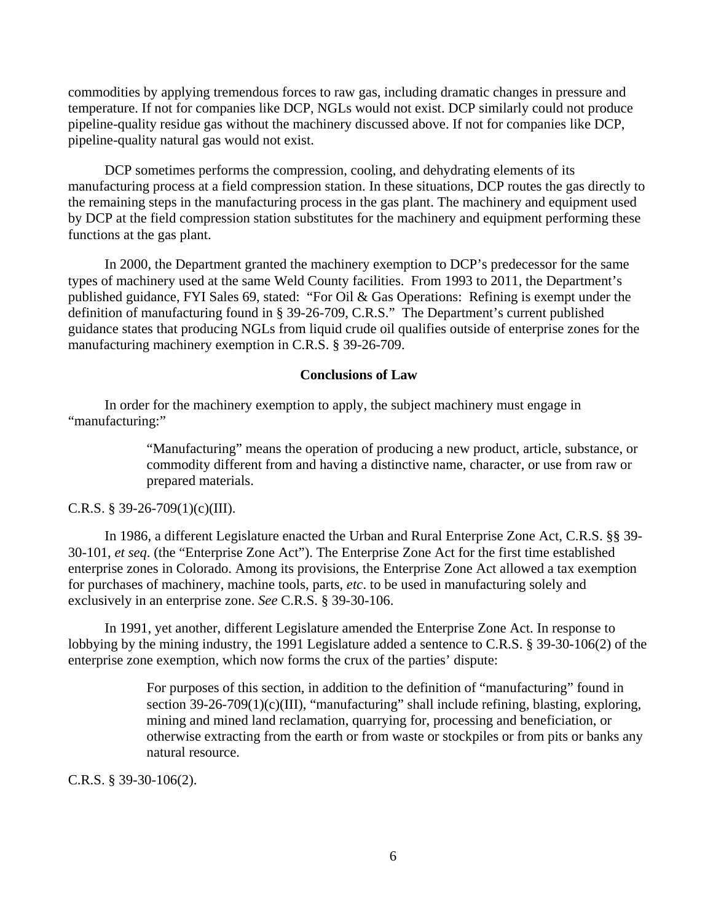commodities by applying tremendous forces to raw gas, including dramatic changes in pressure and temperature. If not for companies like DCP, NGLs would not exist. DCP similarly could not produce pipeline-quality residue gas without the machinery discussed above. If not for companies like DCP, pipeline-quality natural gas would not exist.

DCP sometimes performs the compression, cooling, and dehydrating elements of its manufacturing process at a field compression station. In these situations, DCP routes the gas directly to the remaining steps in the manufacturing process in the gas plant. The machinery and equipment used by DCP at the field compression station substitutes for the machinery and equipment performing these functions at the gas plant.

In 2000, the Department granted the machinery exemption to DCP's predecessor for the same types of machinery used at the same Weld County facilities. From 1993 to 2011, the Department's published guidance, FYI Sales 69, stated: "For Oil & Gas Operations: Refining is exempt under the definition of manufacturing found in § 39-26-709, C.R.S." The Department's current published guidance states that producing NGLs from liquid crude oil qualifies outside of enterprise zones for the manufacturing machinery exemption in C.R.S. § 39-26-709.

**Conclusions of Law**

In order for the machinery exemption to apply, the subject machinery must engage in "manufacturing:"

> "Manufacturing" means the operation of producing a new product, article, substance, or commodity different from and having a distinctive name, character, or use from raw or prepared materials.

C.R.S. § 39-26-709(1)(c)(III).

In 1986, a different Legislature enacted the Urban and Rural Enterprise Zone Act, C.R.S. §§ 39-30-101, *et seq*. (the "Enterprise Zone Act"). The Enterprise Zone Act for the first time established enterprise zones in Colorado. Among its provisions, the Enterprise Zone Act allowed a tax exemption for purchases of machinery, machine tools, parts, *etc*. to be used in manufacturing solely and exclusively in an enterprise zone. *See* C.R.S. § 39-30-106.

In 1991, yet another, different Legislature amended the Enterprise Zone Act. In response to lobbying by the mining industry, the 1991 Legislature added a sentence to C.R.S. § 39-30-106(2) of the enterprise zone exemption, which now forms the crux of the parties' dispute:

> For purposes of this section, in addition to the definition of "manufacturing" found in section 39-26-709(1)(c)(III), "manufacturing" shall include refining, blasting, exploring, mining and mined land reclamation, quarrying for, processing and beneficiation, or otherwise extracting from the earth or from waste or stockpiles or from pits or banks any natural resource.

C.R.S. § 39-30-106(2).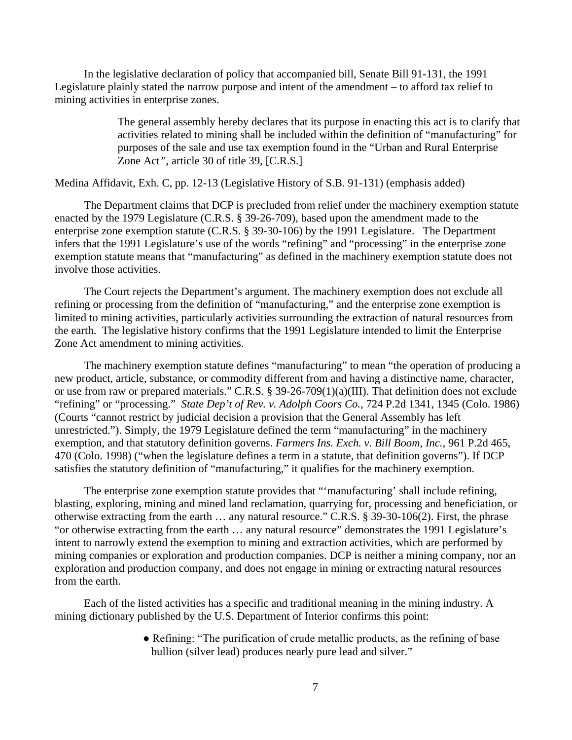In the legislative declaration of policy that accompanied bill, Senate Bill 91-131, the 1991 Legislature plainly stated the narrow purpose and intent of the amendment – to afford tax relief to mining activities in enterprise zones.

> The general assembly hereby declares that its purpose in enacting this act is to clarify that activities related to mining shall be included within the definition of "manufacturing" for purposes of the sale and use tax exemption found in the "Urban and Rural Enterprise Zone Act", article 30 of title 39, [C.R.S.]

Medina Affidavit, Exh. C, pp. 12-13 (Legislative History of S.B. 91-131) (emphasis added)

The Department claims that DCP is precluded from relief under the machinery exemption statute enacted by the 1979 Legislature (C.R.S. § 39-26-709), based upon the amendment made to the enterprise zone exemption statute (C.R.S. § 39-30-106) by the 1991 Legislature. The Department infers that the 1991 Legislature's use of the words "refining" and "processing" in the enterprise zone exemption statute means that "manufacturing" as defined in the machinery exemption statute does not involve those activities.

The Court rejects the Department's argument. The machinery exemption does not exclude all refining or processing from the definition of "manufacturing," and the enterprise zone exemption is limited to mining activities, particularly activities surrounding the extraction of natural resources from the earth. The legislative history confirms that the 1991 Legislature intended to limit the Enterprise Zone Act amendment to mining activities.

The machinery exemption statute defines "manufacturing" to mean "the operation of producing a new product, article, substance, or commodity different from and having a distinctive name, character, or use from raw or prepared materials." C.R.S. § 39-26-709(1)(a)(III). That definition does not exclude "refining" or "processing." *State Dep't of Rev. v. Adolph Coors Co.*, 724 P.2d 1341, 1345 (Colo. 1986) (Courts "cannot restrict by judicial decision a provision that the General Assembly has left unrestricted."). Simply, the 1979 Legislature defined the term "manufacturing" in the machinery exemption, and that statutory definition governs. *Farmers Ins. Exch. v. Bill Boom, Inc.*, 961 P.2d 465, 470 (Colo. 1998) ("when the legislature defines a term in a statute, that definition governs"). If DCP satisfies the statutory definition of "manufacturing," it qualifies for the machinery exemption.

The enterprise zone exemption statute provides that "'manufacturing' shall include refining, blasting, exploring, mining and mined land reclamation, quarrying for, processing and beneficiation, or otherwise extracting from the earth … any natural resource." C.R.S. § 39-30-106(2). First, the phrase "or otherwise extracting from the earth … any natural resource" demonstrates the 1991 Legislature's intent to narrowly extend the exemption to mining and extraction activities, which are performed by mining companies or exploration and production companies. DCP is neither a mining company, nor an exploration and production company, and does not engage in mining or extracting natural resources from the earth.

Each of the listed activities has a specific and traditional meaning in the mining industry. A mining dictionary published by the U.S. Department of Interior confirms this point:

- Refining: "The purification of crude metallic products, as the refining of base bullion (silver lead) produces nearly pure lead and silver."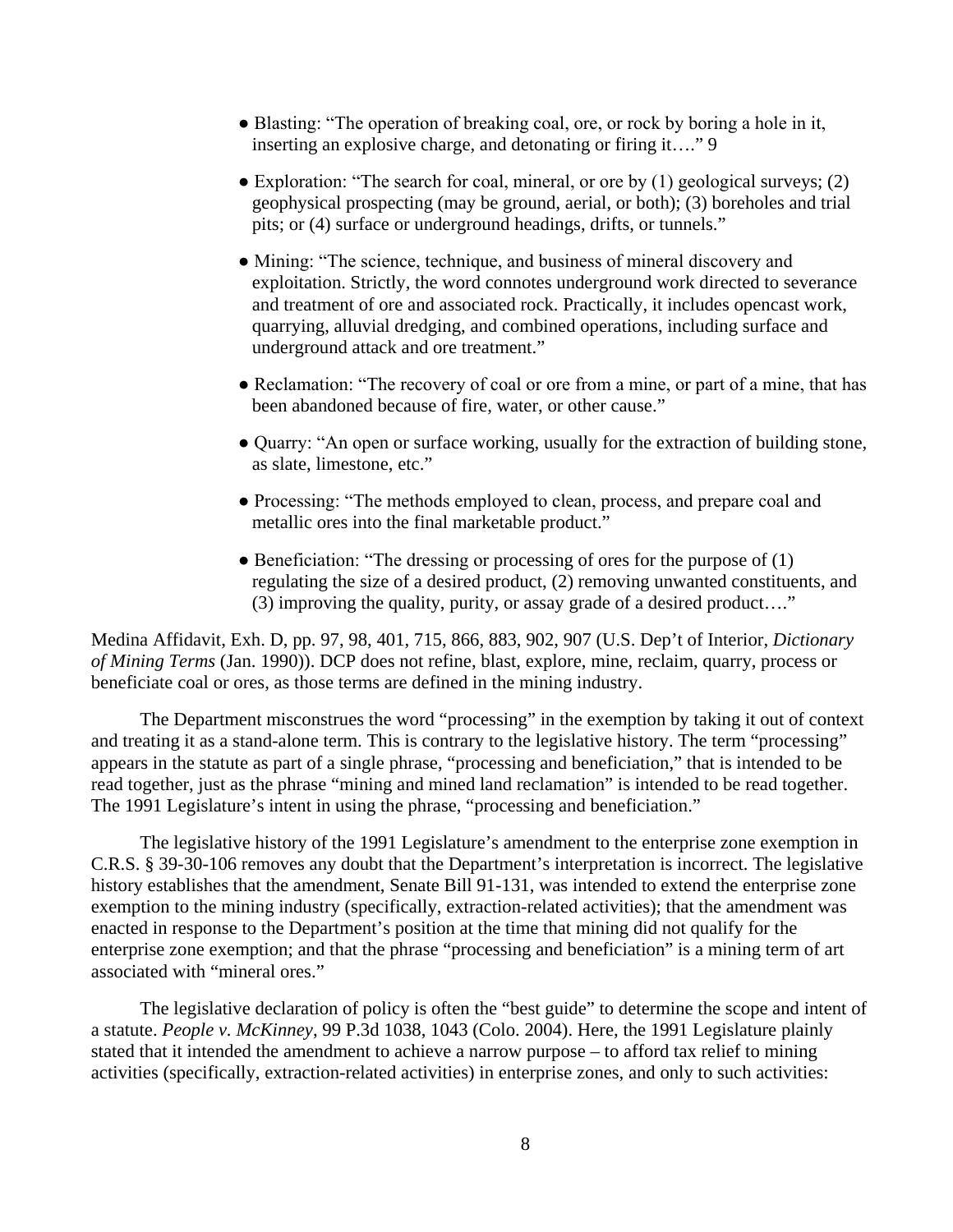- Blasting: "The operation of breaking coal, ore, or rock by boring a hole in it, inserting an explosive charge, and detonating or firing it…." 9

- Exploration: "The search for coal, mineral, or ore by (1) geological surveys; (2) geophysical prospecting (may be ground, aerial, or both); (3) boreholes and trial pits; or (4) surface or underground headings, drifts, or tunnels."

- Mining: "The science, technique, and business of mineral discovery and exploitation. Strictly, the word connotes underground work directed to severance and treatment of ore and associated rock. Practically, it includes opencast work, quarrying, alluvial dredging, and combined operations, including surface and underground attack and ore treatment."

- Reclamation: "The recovery of coal or ore from a mine, or part of a mine, that has been abandoned because of fire, water, or other cause."

- Quarry: "An open or surface working, usually for the extraction of building stone, as slate, limestone, etc."

- Processing: "The methods employed to clean, process, and prepare coal and metallic ores into the final marketable product."

- Beneficiation: "The dressing or processing of ores for the purpose of (1) regulating the size of a desired product, (2) removing unwanted constituents, and (3) improving the quality, purity, or assay grade of a desired product…."

Medina Affidavit, Exh. D, pp. 97, 98, 401, 715, 866, 883, 902, 907 (U.S. Dep't of Interior, *Dictionary of Mining Terms* (Jan. 1990)). DCP does not refine, blast, explore, mine, reclaim, quarry, process or beneficiate coal or ores, as those terms are defined in the mining industry.

The Department misconstrues the word "processing" in the exemption by taking it out of context and treating it as a stand-alone term. This is contrary to the legislative history. The term "processing" appears in the statute as part of a single phrase, "processing and beneficiation," that is intended to be read together, just as the phrase "mining and mined land reclamation" is intended to be read together. The 1991 Legislature's intent in using the phrase, "processing and beneficiation."

The legislative history of the 1991 Legislature's amendment to the enterprise zone exemption in C.R.S. § 39-30-106 removes any doubt that the Department's interpretation is incorrect. The legislative history establishes that the amendment, Senate Bill 91-131, was intended to extend the enterprise zone exemption to the mining industry (specifically, extraction-related activities); that the amendment was enacted in response to the Department's position at the time that mining did not qualify for the enterprise zone exemption; and that the phrase "processing and beneficiation" is a mining term of art associated with "mineral ores."

The legislative declaration of policy is often the "best guide" to determine the scope and intent of a statute. *People v. McKinney*, 99 P.3d 1038, 1043 (Colo. 2004). Here, the 1991 Legislature plainly stated that it intended the amendment to achieve a narrow purpose – to afford tax relief to mining activities (specifically, extraction-related activities) in enterprise zones, and only to such activities: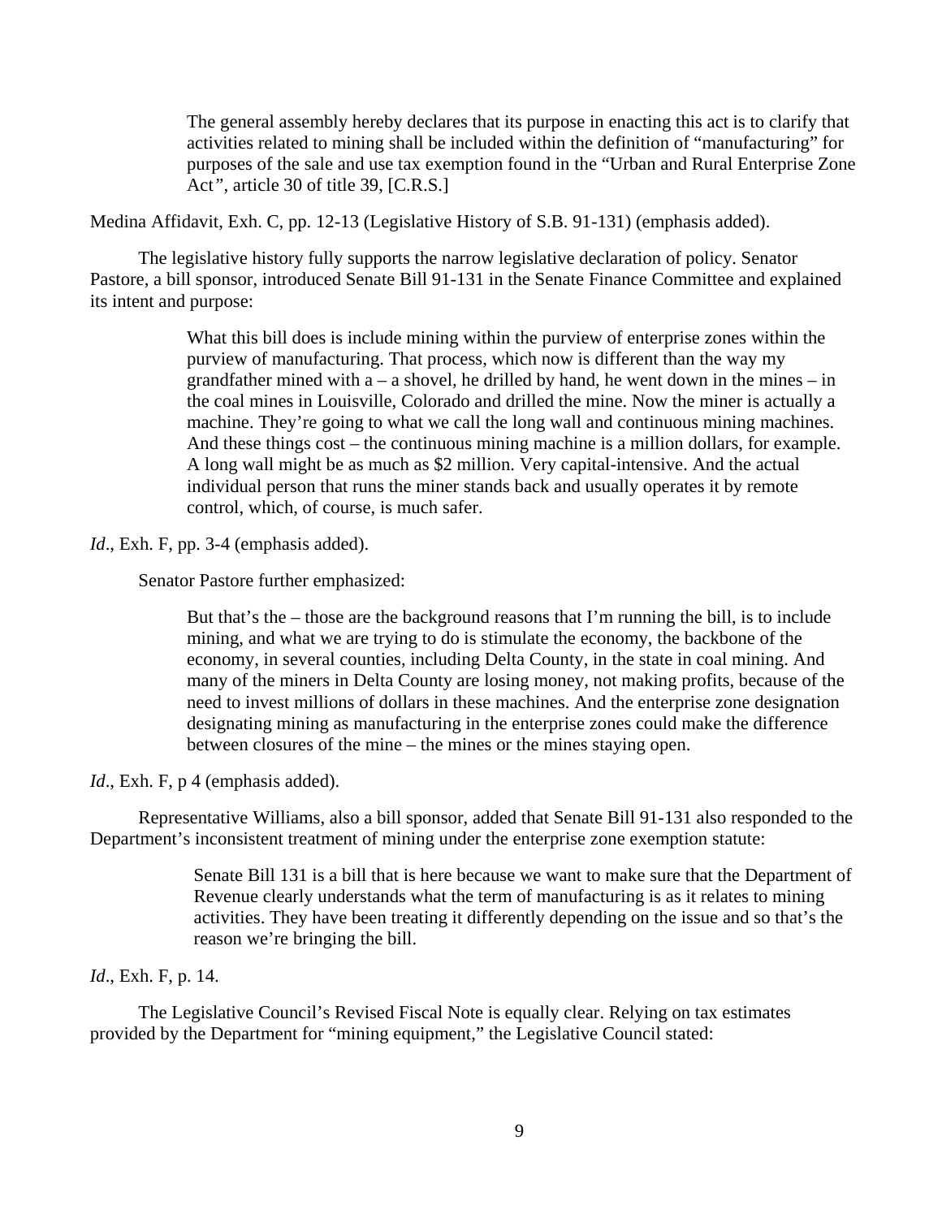> The general assembly hereby declares that its purpose in enacting this act is to clarify that activities related to mining shall be included within the definition of "manufacturing" for purposes of the sale and use tax exemption found in the "Urban and Rural Enterprise Zone Act", article 30 of title 39, [C.R.S.]

Medina Affidavit, Exh. C, pp. 12-13 (Legislative History of S.B. 91-131) (emphasis added).

The legislative history fully supports the narrow legislative declaration of policy. Senator Pastore, a bill sponsor, introduced Senate Bill 91-131 in the Senate Finance Committee and explained its intent and purpose:

> What this bill does is include mining within the purview of enterprise zones within the purview of manufacturing. That process, which now is different than the way my grandfather mined with a – a shovel, he drilled by hand, he went down in the mines – in the coal mines in Louisville, Colorado and drilled the mine. Now the miner is actually a machine. They're going to what we call the long wall and continuous mining machines. And these things cost – the continuous mining machine is a million dollars, for example. A long wall might be as much as $2 million. Very capital-intensive. And the actual individual person that runs the miner stands back and usually operates it by remote control, which, of course, is much safer.

*Id*., Exh. F, pp. 3-4 (emphasis added).

Senator Pastore further emphasized:

> But that's the – those are the background reasons that I'm running the bill, is to include mining, and what we are trying to do is stimulate the economy, the backbone of the economy, in several counties, including Delta County, in the state in coal mining. And many of the miners in Delta County are losing money, not making profits, because of the need to invest millions of dollars in these machines. And the enterprise zone designation designating mining as manufacturing in the enterprise zones could make the difference between closures of the mine – the mines or the mines staying open.

*Id*., Exh. F, p 4 (emphasis added).

Representative Williams, also a bill sponsor, added that Senate Bill 91-131 also responded to the Department's inconsistent treatment of mining under the enterprise zone exemption statute:

> Senate Bill 131 is a bill that is here because we want to make sure that the Department of Revenue clearly understands what the term of manufacturing is as it relates to mining activities. They have been treating it differently depending on the issue and so that's the reason we're bringing the bill.

*Id*., Exh. F, p. 14.

The Legislative Council's Revised Fiscal Note is equally clear. Relying on tax estimates provided by the Department for "mining equipment," the Legislative Council stated: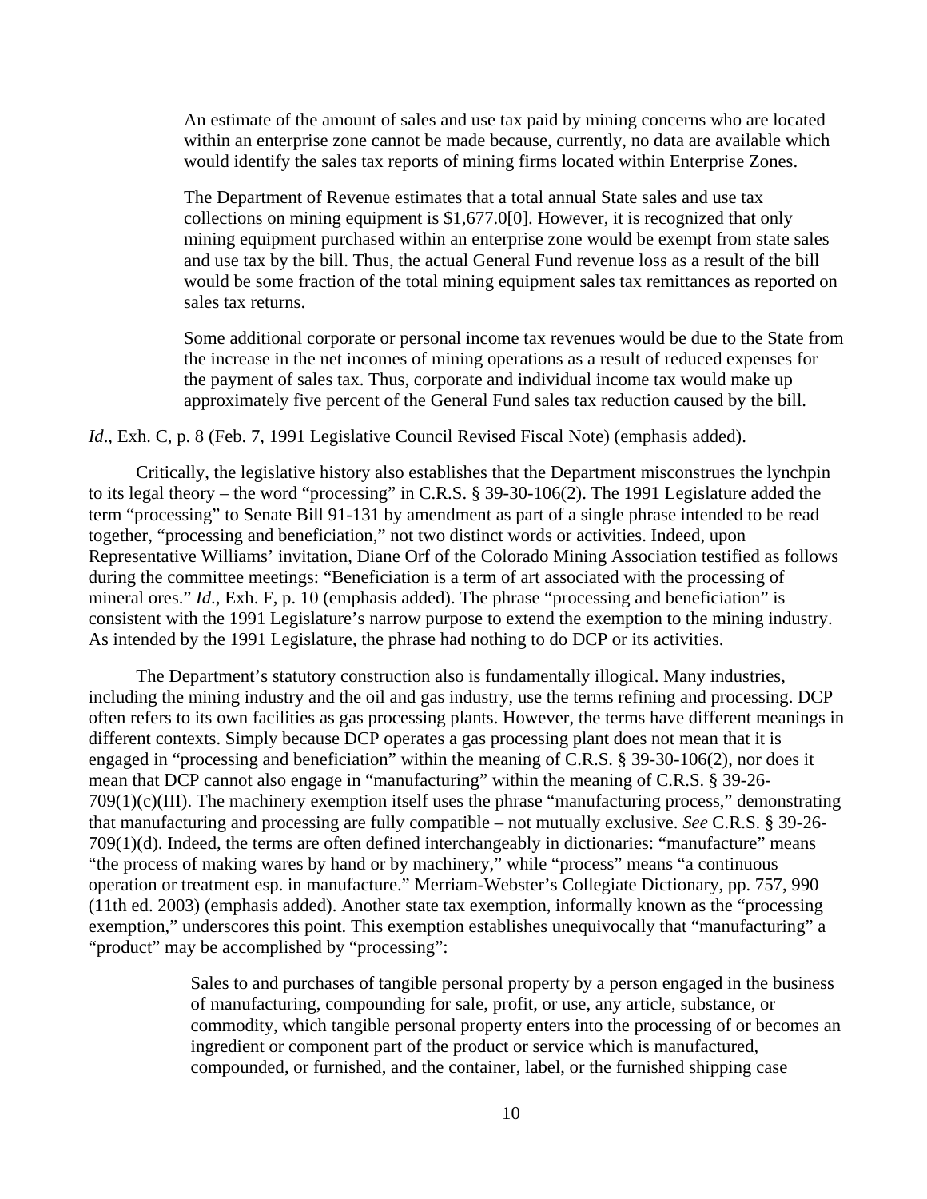> An estimate of the amount of sales and use tax paid by mining concerns who are located within an enterprise zone cannot be made because, currently, no data are available which would identify the sales tax reports of mining firms located within Enterprise Zones.
>
> The Department of Revenue estimates that a total annual State sales and use tax collections on mining equipment is $1,677.0[0]. However, it is recognized that only mining equipment purchased within an enterprise zone would be exempt from state sales and use tax by the bill. Thus, the actual General Fund revenue loss as a result of the bill would be some fraction of the total mining equipment sales tax remittances as reported on sales tax returns.
>
> Some additional corporate or personal income tax revenues would be due to the State from the increase in the net incomes of mining operations as a result of reduced expenses for the payment of sales tax. Thus, corporate and individual income tax would make up approximately five percent of the General Fund sales tax reduction caused by the bill.

*Id*., Exh. C, p. 8 (Feb. 7, 1991 Legislative Council Revised Fiscal Note) (emphasis added).

Critically, the legislative history also establishes that the Department misconstrues the lynchpin to its legal theory – the word "processing" in C.R.S. § 39-30-106(2). The 1991 Legislature added the term "processing" to Senate Bill 91-131 by amendment as part of a single phrase intended to be read together, "processing and beneficiation," not two distinct words or activities. Indeed, upon Representative Williams' invitation, Diane Orf of the Colorado Mining Association testified as follows during the committee meetings: "Beneficiation is a term of art associated with the processing of mineral ores." *Id*., Exh. F, p. 10 (emphasis added). The phrase "processing and beneficiation" is consistent with the 1991 Legislature's narrow purpose to extend the exemption to the mining industry. As intended by the 1991 Legislature, the phrase had nothing to do DCP or its activities.

The Department's statutory construction also is fundamentally illogical. Many industries, including the mining industry and the oil and gas industry, use the terms refining and processing. DCP often refers to its own facilities as gas processing plants. However, the terms have different meanings in different contexts. Simply because DCP operates a gas processing plant does not mean that it is engaged in "processing and beneficiation" within the meaning of C.R.S. § 39-30-106(2), nor does it mean that DCP cannot also engage in "manufacturing" within the meaning of C.R.S. § 39-26-709(1)(c)(III). The machinery exemption itself uses the phrase "manufacturing process," demonstrating that manufacturing and processing are fully compatible – not mutually exclusive. *See* C.R.S. § 39-26-709(1)(d). Indeed, the terms are often defined interchangeably in dictionaries: "manufacture" means "the process of making wares by hand or by machinery," while "process" means "a continuous operation or treatment esp. in manufacture." Merriam-Webster's Collegiate Dictionary, pp. 757, 990 (11th ed. 2003) (emphasis added). Another state tax exemption, informally known as the "processing exemption," underscores this point. This exemption establishes unequivocally that "manufacturing" a "product" may be accomplished by "processing":

> Sales to and purchases of tangible personal property by a person engaged in the business of manufacturing, compounding for sale, profit, or use, any article, substance, or commodity, which tangible personal property enters into the processing of or becomes an ingredient or component part of the product or service which is manufactured, compounded, or furnished, and the container, label, or the furnished shipping case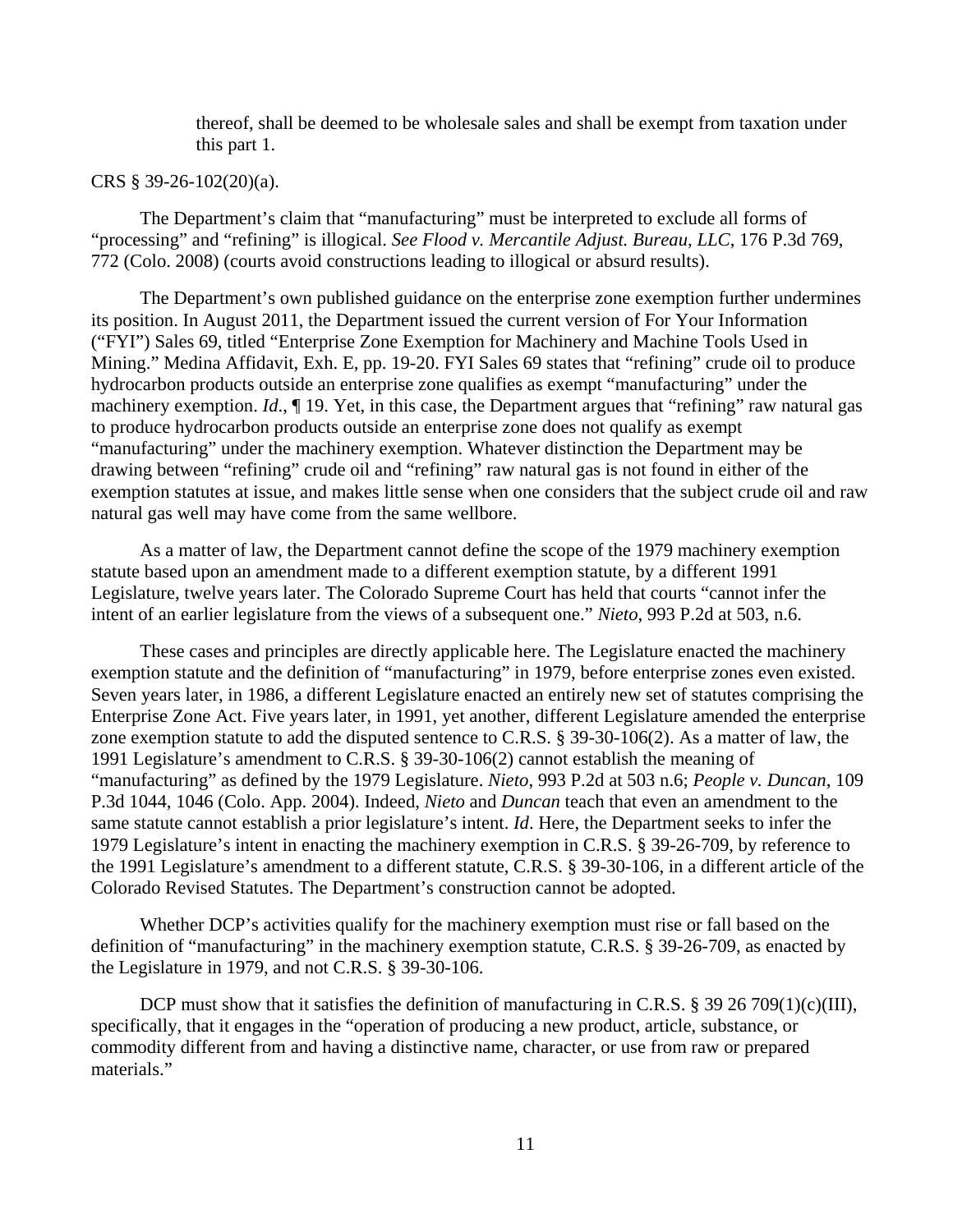> thereof, shall be deemed to be wholesale sales and shall be exempt from taxation under this part 1.

CRS § 39-26-102(20)(a).

The Department's claim that "manufacturing" must be interpreted to exclude all forms of "processing" and "refining" is illogical. *See Flood v. Mercantile Adjust. Bureau, LLC*, 176 P.3d 769, 772 (Colo. 2008) (courts avoid constructions leading to illogical or absurd results).

The Department's own published guidance on the enterprise zone exemption further undermines its position. In August 2011, the Department issued the current version of For Your Information ("FYI") Sales 69, titled "Enterprise Zone Exemption for Machinery and Machine Tools Used in Mining." Medina Affidavit, Exh. E, pp. 19-20. FYI Sales 69 states that "refining" crude oil to produce hydrocarbon products outside an enterprise zone qualifies as exempt "manufacturing" under the machinery exemption. *Id*., ¶ 19. Yet, in this case, the Department argues that "refining" raw natural gas to produce hydrocarbon products outside an enterprise zone does not qualify as exempt "manufacturing" under the machinery exemption. Whatever distinction the Department may be drawing between "refining" crude oil and "refining" raw natural gas is not found in either of the exemption statutes at issue, and makes little sense when one considers that the subject crude oil and raw natural gas well may have come from the same wellbore.

As a matter of law, the Department cannot define the scope of the 1979 machinery exemption statute based upon an amendment made to a different exemption statute, by a different 1991 Legislature, twelve years later. The Colorado Supreme Court has held that courts "cannot infer the intent of an earlier legislature from the views of a subsequent one." *Nieto*, 993 P.2d at 503, n.6.

These cases and principles are directly applicable here. The Legislature enacted the machinery exemption statute and the definition of "manufacturing" in 1979, before enterprise zones even existed. Seven years later, in 1986, a different Legislature enacted an entirely new set of statutes comprising the Enterprise Zone Act. Five years later, in 1991, yet another, different Legislature amended the enterprise zone exemption statute to add the disputed sentence to C.R.S. § 39-30-106(2). As a matter of law, the 1991 Legislature's amendment to C.R.S. § 39-30-106(2) cannot establish the meaning of "manufacturing" as defined by the 1979 Legislature. *Nieto*, 993 P.2d at 503 n.6; *People v. Duncan*, 109 P.3d 1044, 1046 (Colo. App. 2004). Indeed, *Nieto* and *Duncan* teach that even an amendment to the same statute cannot establish a prior legislature's intent. *Id*. Here, the Department seeks to infer the 1979 Legislature's intent in enacting the machinery exemption in C.R.S. § 39-26-709, by reference to the 1991 Legislature's amendment to a different statute, C.R.S. § 39-30-106, in a different article of the Colorado Revised Statutes. The Department's construction cannot be adopted.

Whether DCP's activities qualify for the machinery exemption must rise or fall based on the definition of "manufacturing" in the machinery exemption statute, C.R.S. § 39-26-709, as enacted by the Legislature in 1979, and not C.R.S. § 39-30-106.

DCP must show that it satisfies the definition of manufacturing in C.R.S. § 39 26 709(1)(c)(III), specifically, that it engages in the "operation of producing a new product, article, substance, or commodity different from and having a distinctive name, character, or use from raw or prepared materials."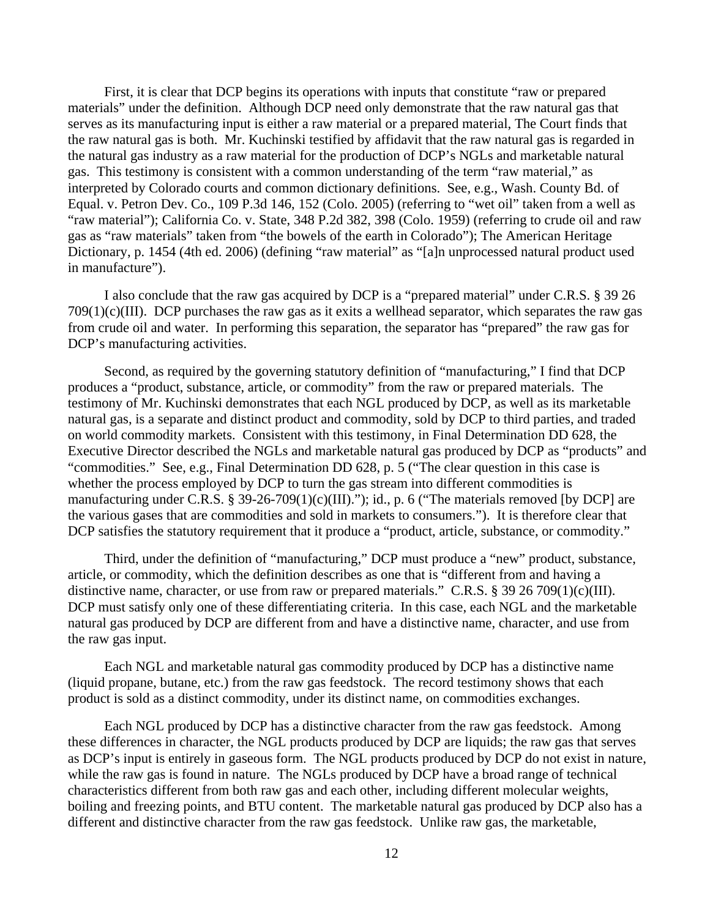First, it is clear that DCP begins its operations with inputs that constitute "raw or prepared materials" under the definition. Although DCP need only demonstrate that the raw natural gas that serves as its manufacturing input is either a raw material or a prepared material, The Court finds that the raw natural gas is both. Mr. Kuchinski testified by affidavit that the raw natural gas is regarded in the natural gas industry as a raw material for the production of DCP's NGLs and marketable natural gas. This testimony is consistent with a common understanding of the term "raw material," as interpreted by Colorado courts and common dictionary definitions. See, e.g., Wash. County Bd. of Equal. v. Petron Dev. Co., 109 P.3d 146, 152 (Colo. 2005) (referring to "wet oil" taken from a well as "raw material"); California Co. v. State, 348 P.2d 382, 398 (Colo. 1959) (referring to crude oil and raw gas as "raw materials" taken from "the bowels of the earth in Colorado"); The American Heritage Dictionary, p. 1454 (4th ed. 2006) (defining "raw material" as "[a]n unprocessed natural product used in manufacture").

I also conclude that the raw gas acquired by DCP is a "prepared material" under C.R.S. § 39 26 709(1)(c)(III). DCP purchases the raw gas as it exits a wellhead separator, which separates the raw gas from crude oil and water. In performing this separation, the separator has "prepared" the raw gas for DCP's manufacturing activities.

Second, as required by the governing statutory definition of "manufacturing," I find that DCP produces a "product, substance, article, or commodity" from the raw or prepared materials. The testimony of Mr. Kuchinski demonstrates that each NGL produced by DCP, as well as its marketable natural gas, is a separate and distinct product and commodity, sold by DCP to third parties, and traded on world commodity markets. Consistent with this testimony, in Final Determination DD 628, the Executive Director described the NGLs and marketable natural gas produced by DCP as "products" and "commodities." See, e.g., Final Determination DD 628, p. 5 ("The clear question in this case is whether the process employed by DCP to turn the gas stream into different commodities is manufacturing under C.R.S. § 39-26-709(1)(c)(III)."); id., p. 6 ("The materials removed [by DCP] are the various gases that are commodities and sold in markets to consumers."). It is therefore clear that DCP satisfies the statutory requirement that it produce a "product, article, substance, or commodity."

Third, under the definition of "manufacturing," DCP must produce a "new" product, substance, article, or commodity, which the definition describes as one that is "different from and having a distinctive name, character, or use from raw or prepared materials." C.R.S. § 39 26 709(1)(c)(III). DCP must satisfy only one of these differentiating criteria. In this case, each NGL and the marketable natural gas produced by DCP are different from and have a distinctive name, character, and use from the raw gas input.

Each NGL and marketable natural gas commodity produced by DCP has a distinctive name (liquid propane, butane, etc.) from the raw gas feedstock. The record testimony shows that each product is sold as a distinct commodity, under its distinct name, on commodities exchanges.

Each NGL produced by DCP has a distinctive character from the raw gas feedstock. Among these differences in character, the NGL products produced by DCP are liquids; the raw gas that serves as DCP's input is entirely in gaseous form. The NGL products produced by DCP do not exist in nature, while the raw gas is found in nature. The NGLs produced by DCP have a broad range of technical characteristics different from both raw gas and each other, including different molecular weights, boiling and freezing points, and BTU content. The marketable natural gas produced by DCP also has a different and distinctive character from the raw gas feedstock. Unlike raw gas, the marketable,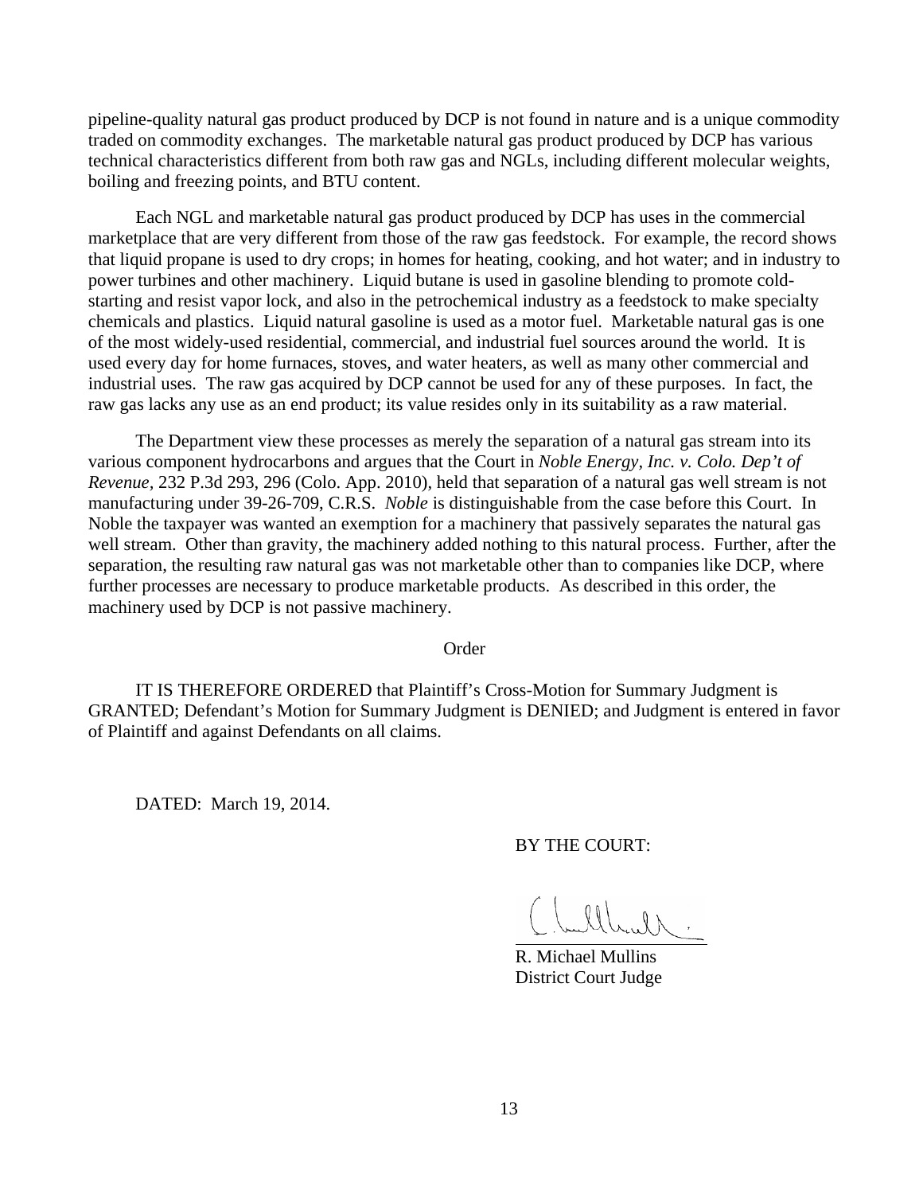pipeline-quality natural gas product produced by DCP is not found in nature and is a unique commodity traded on commodity exchanges. The marketable natural gas product produced by DCP has various technical characteristics different from both raw gas and NGLs, including different molecular weights, boiling and freezing points, and BTU content.

Each NGL and marketable natural gas product produced by DCP has uses in the commercial marketplace that are very different from those of the raw gas feedstock. For example, the record shows that liquid propane is used to dry crops; in homes for heating, cooking, and hot water; and in industry to power turbines and other machinery. Liquid butane is used in gasoline blending to promote cold-starting and resist vapor lock, and also in the petrochemical industry as a feedstock to make specialty chemicals and plastics. Liquid natural gasoline is used as a motor fuel. Marketable natural gas is one of the most widely-used residential, commercial, and industrial fuel sources around the world. It is used every day for home furnaces, stoves, and water heaters, as well as many other commercial and industrial uses. The raw gas acquired by DCP cannot be used for any of these purposes. In fact, the raw gas lacks any use as an end product; its value resides only in its suitability as a raw material.

The Department view these processes as merely the separation of a natural gas stream into its various component hydrocarbons and argues that the Court in *Noble Energy, Inc. v. Colo. Dep't of Revenue*, 232 P.3d 293, 296 (Colo. App. 2010), held that separation of a natural gas well stream is not manufacturing under 39-26-709, C.R.S. *Noble* is distinguishable from the case before this Court. In Noble the taxpayer was wanted an exemption for a machinery that passively separates the natural gas well stream. Other than gravity, the machinery added nothing to this natural process. Further, after the separation, the resulting raw natural gas was not marketable other than to companies like DCP, where further processes are necessary to produce marketable products. As described in this order, the machinery used by DCP is not passive machinery.

Order

IT IS THEREFORE ORDERED that Plaintiff's Cross-Motion for Summary Judgment is GRANTED; Defendant's Motion for Summary Judgment is DENIED; and Judgment is entered in favor of Plaintiff and against Defendants on all claims.

DATED: March 19, 2014.

BY THE COURT:

R. Michael Mullins
District Court Judge